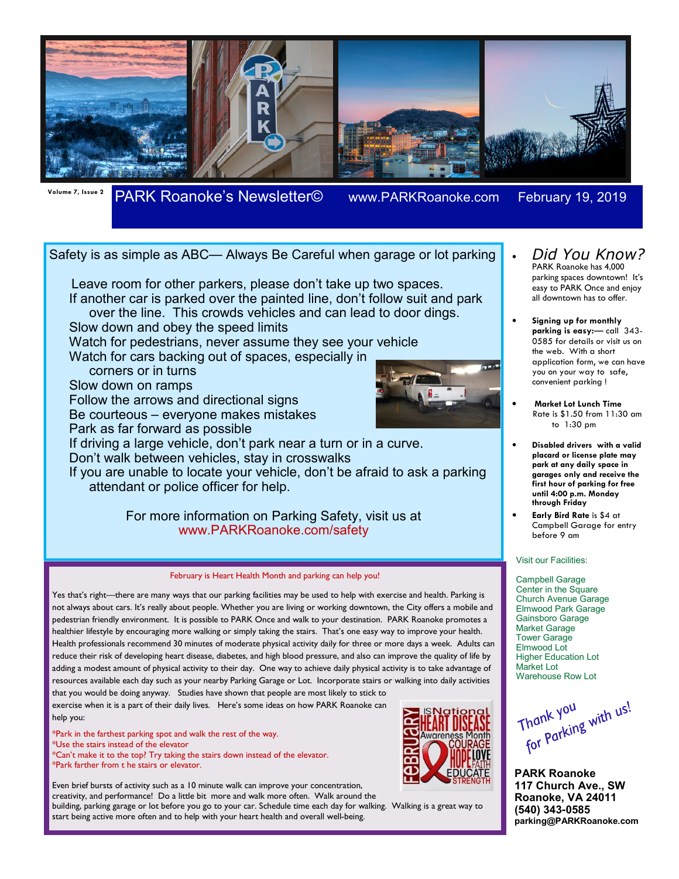Volume 7, Issue 2

# PARK Roanoke's Newsletter©

www.PARKRoanoke.com

February 19, 2019

## Safety is as simple as ABC— Always Be Careful when garage or lot parking

Leave room for other parkers, please don't take up two spaces.
If another car is parked over the painted line, don't follow suit and park over the line. This crowds vehicles and can lead to door dings.
Slow down and obey the speed limits
Watch for pedestrians, never assume they see your vehicle
Watch for cars backing out of spaces, especially in corners or in turns
Slow down on ramps
Follow the arrows and directional signs
Be courteous – everyone makes mistakes
Park as far forward as possible
If driving a large vehicle, don't park near a turn or in a curve.
Don't walk between vehicles, stay in crosswalks
If you are unable to locate your vehicle, don't be afraid to ask a parking attendant or police officer for help.

For more information on Parking Safety, visit us at
www.PARKRoanoke.com/safety

## February is Heart Health Month and parking can help you!

Yes that's right—there are many ways that our parking facilities may be used to help with exercise and health. Parking is not always about cars. It's really about people. Whether you are living or working downtown, the City offers a mobile and pedestrian friendly environment. It is possible to PARK Once and walk to your destination. PARK Roanoke promotes a healthier lifestyle by encouraging more walking or simply taking the stairs. That's one easy way to improve your health. Health professionals recommend 30 minutes of moderate physical activity daily for three or more days a week. Adults can reduce their risk of developing heart disease, diabetes, and high blood pressure, and also can improve the quality of life by adding a modest amount of physical activity to their day. One way to achieve daily physical activity is to take advantage of resources available each day such as your nearby Parking Garage or Lot. Incorporate stairs or walking into daily activities that you would be doing anyway. Studies have shown that people are most likely to stick to exercise when it is a part of their daily lives. Here's some ideas on how PARK Roanoke can help you:

*Park in the farthest parking spot and walk the rest of the way.
*Use the stairs instead of the elevator
*Can't make it to the top? Try taking the stairs down instead of the elevator.
*Park farther from t he stairs or elevator.

Even brief bursts of activity such as a 10 minute walk can improve your concentration, creativity, and performance! Do a little bit more and walk more often. Walk around the building, parking garage or lot before you go to your car. Schedule time each day for walking. Walking is a great way to start being active more often and to help with your heart health and overall well-being.

February is National Heart Disease Awareness Month — Courage, Hope, Love, Faith, Educate, Strength

## Did You Know?

- PARK Roanoke has 4,000 parking spaces downtown! It's easy to PARK Once and enjoy all downtown has to offer.
- **Signing up for monthly parking is easy:**— call 343-0585 for details or visit us on the web. With a short application form, we can have you on your way to safe, convenient parking !
- **Market Lot Lunch Time** Rate is $1.50 from 11:30 am to 1:30 pm
- **Disabled drivers with a valid placard or license plate may park at any daily space in garages only and receive the first hour of parking for free until 4:00 p.m. Monday through Friday**
- **Early Bird Rate** is $4 at Campbell Garage for entry before 9 am

Visit our Facilities:

Campbell Garage
Center in the Square
Church Avenue Garage
Elmwood Park Garage
Gainsboro Garage
Market Garage
Tower Garage
Elmwood Lot
Higher Education Lot
Market Lot
Warehouse Row Lot

Thank you for Parking with us!

**PARK Roanoke**
**117 Church Ave., SW**
**Roanoke, VA 24011**
**(540) 343-0585**
**parking@PARKRoanoke.com**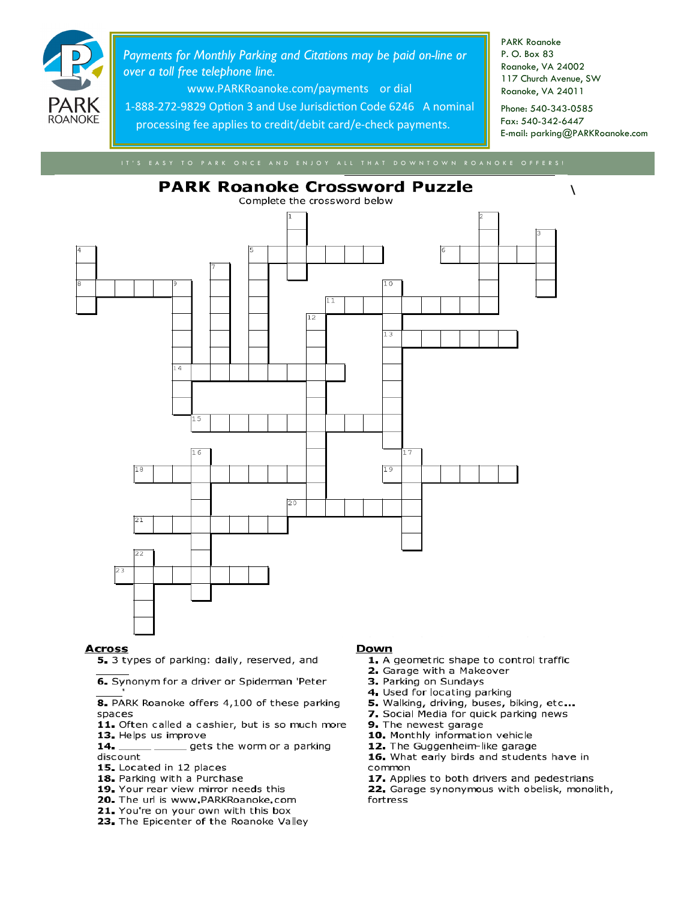Payments for Monthly Parking and Citations may be paid on-line or over a toll free telephone line.

www.PARKRoanoke.com/payments or dial 1-888-272-9829 Option 3 and Use Jurisdiction Code 6246 A nominal processing fee applies to credit/debit card/e-check payments.

PARK Roanoke
P. O. Box 83
Roanoke, VA 24002
117 Church Avenue, SW
Roanoke, VA 24011

Phone: 540-343-0585
Fax: 540-342-6447
E-mail: parking@PARKRoanoke.com

IT'S EASY TO PARK ONCE AND ENJOY ALL THAT DOWNTOWN ROANOKE OFFERS!

# PARK Roanoke Crossword Puzzle

Complete the crossword below

## Across

**5.** 3 types of parking: daily, reserved, and ______

**6.** Synonym for a driver or Spiderman 'Peter ______'

**8.** PARK Roanoke offers 4,100 of these parking spaces

**11.** Often called a cashier, but is so much more

**13.** Helps us improve

**14.** ______ ______ gets the worm or a parking discount

**15.** Located in 12 places

**18.** Parking with a Purchase

**19.** Your rear view mirror needs this

**20.** The url is www.PARKRoanoke.com

**21.** You're on your own with this box

**23.** The Epicenter of the Roanoke Valley

## Down

**1.** A geometric shape to control traffic

**2.** Garage with a Makeover

**3.** Parking on Sundays

**4.** Used for locating parking

**5.** Walking, driving, buses, biking, etc...

**7.** Social Media for quick parking news

**9.** The newest garage

**10.** Monthly information vehicle

**12.** The Guggenheim-like garage

**16.** What early birds and students have in common

**17.** Applies to both drivers and pedestrians

**22.** Garage synonymous with obelisk, monolith, fortress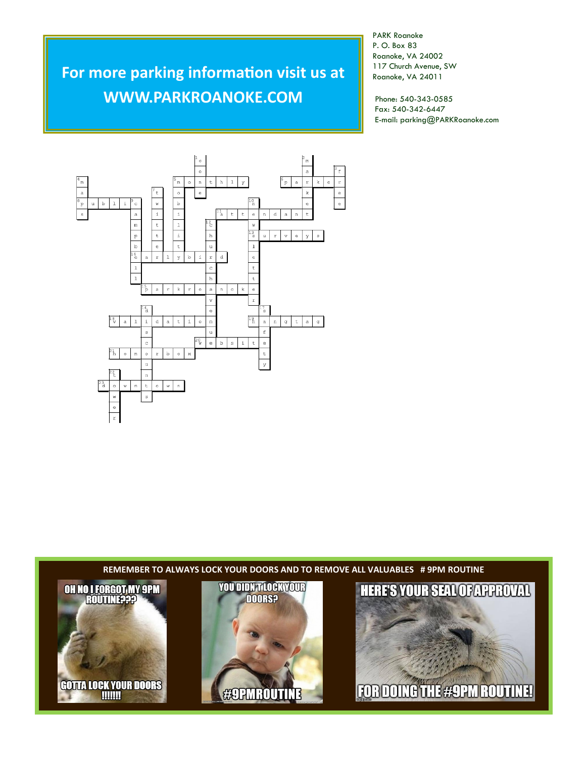**For more parking information visit us at WWW.PARKROANOKE.COM**

PARK Roanoke
P. O. Box 83
Roanoke, VA 24002
117 Church Avenue, SW
Roanoke, VA 24011

Phone: 540-343-0585
Fax: 540-342-6447
E-mail: parking@PARKRoanoke.com

**REMEMBER TO ALWAYS LOCK YOUR DOORS AND TO REMOVE ALL VALUABLES # 9PM ROUTINE**